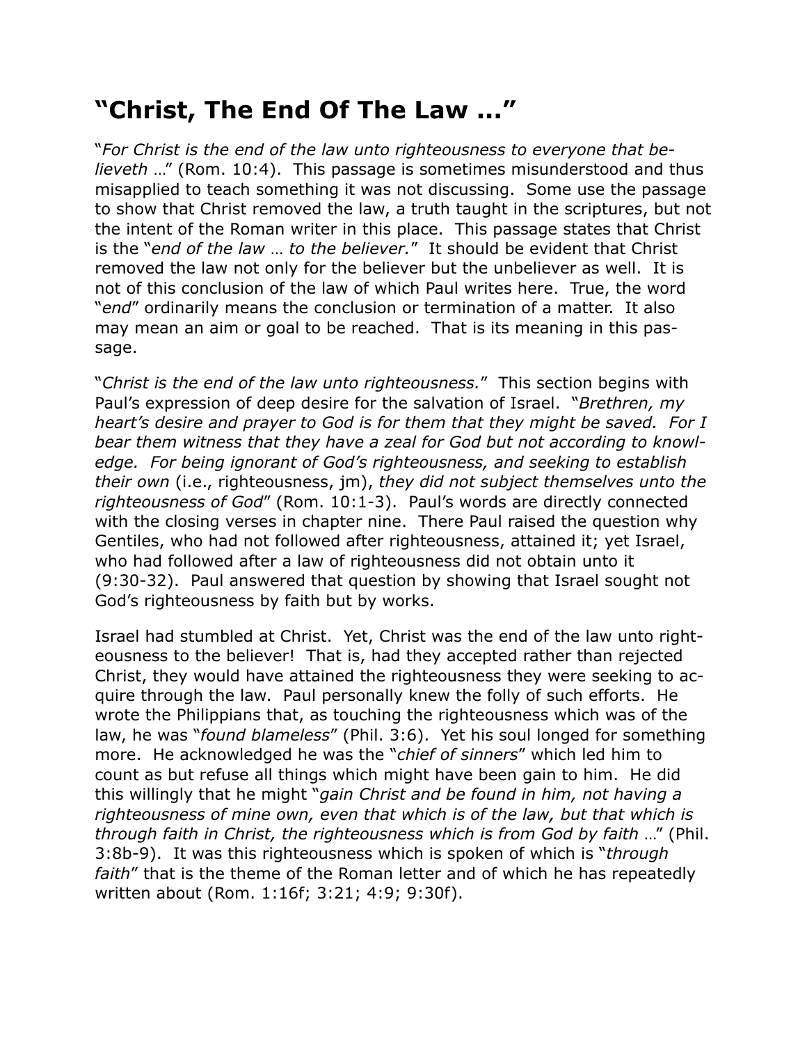## "Christ, The End Of The Law …"

"*For Christ is the end of the law unto righteousness to everyone that believeth* …" (Rom. 10:4). This passage is sometimes misunderstood and thus misapplied to teach something it was not discussing. Some use the passage to show that Christ removed the law, a truth taught in the scriptures, but not the intent of the Roman writer in this place. This passage states that Christ is the "*end of the law … to the believer.*" It should be evident that Christ removed the law not only for the believer but the unbeliever as well. It is not of this conclusion of the law of which Paul writes here. True, the word "*end*" ordinarily means the conclusion or termination of a matter. It also may mean an aim or goal to be reached. That is its meaning in this passage.

"*Christ is the end of the law unto righteousness.*" This section begins with Paul's expression of deep desire for the salvation of Israel. "*Brethren, my heart's desire and prayer to God is for them that they might be saved. For I bear them witness that they have a zeal for God but not according to knowledge. For being ignorant of God's righteousness, and seeking to establish their own* (i.e., righteousness, jm), *they did not subject themselves unto the righteousness of God*" (Rom. 10:1-3). Paul's words are directly connected with the closing verses in chapter nine. There Paul raised the question why Gentiles, who had not followed after righteousness, attained it; yet Israel, who had followed after a law of righteousness did not obtain unto it (9:30-32). Paul answered that question by showing that Israel sought not God's righteousness by faith but by works.

Israel had stumbled at Christ. Yet, Christ was the end of the law unto righteousness to the believer! That is, had they accepted rather than rejected Christ, they would have attained the righteousness they were seeking to acquire through the law. Paul personally knew the folly of such efforts. He wrote the Philippians that, as touching the righteousness which was of the law, he was "*found blameless*" (Phil. 3:6). Yet his soul longed for something more. He acknowledged he was the "*chief of sinners*" which led him to count as but refuse all things which might have been gain to him. He did this willingly that he might "*gain Christ and be found in him, not having a righteousness of mine own, even that which is of the law, but that which is through faith in Christ, the righteousness which is from God by faith* …" (Phil. 3:8b-9). It was this righteousness which is spoken of which is "*through faith*" that is the theme of the Roman letter and of which he has repeatedly written about (Rom. 1:16f; 3:21; 4:9; 9:30f).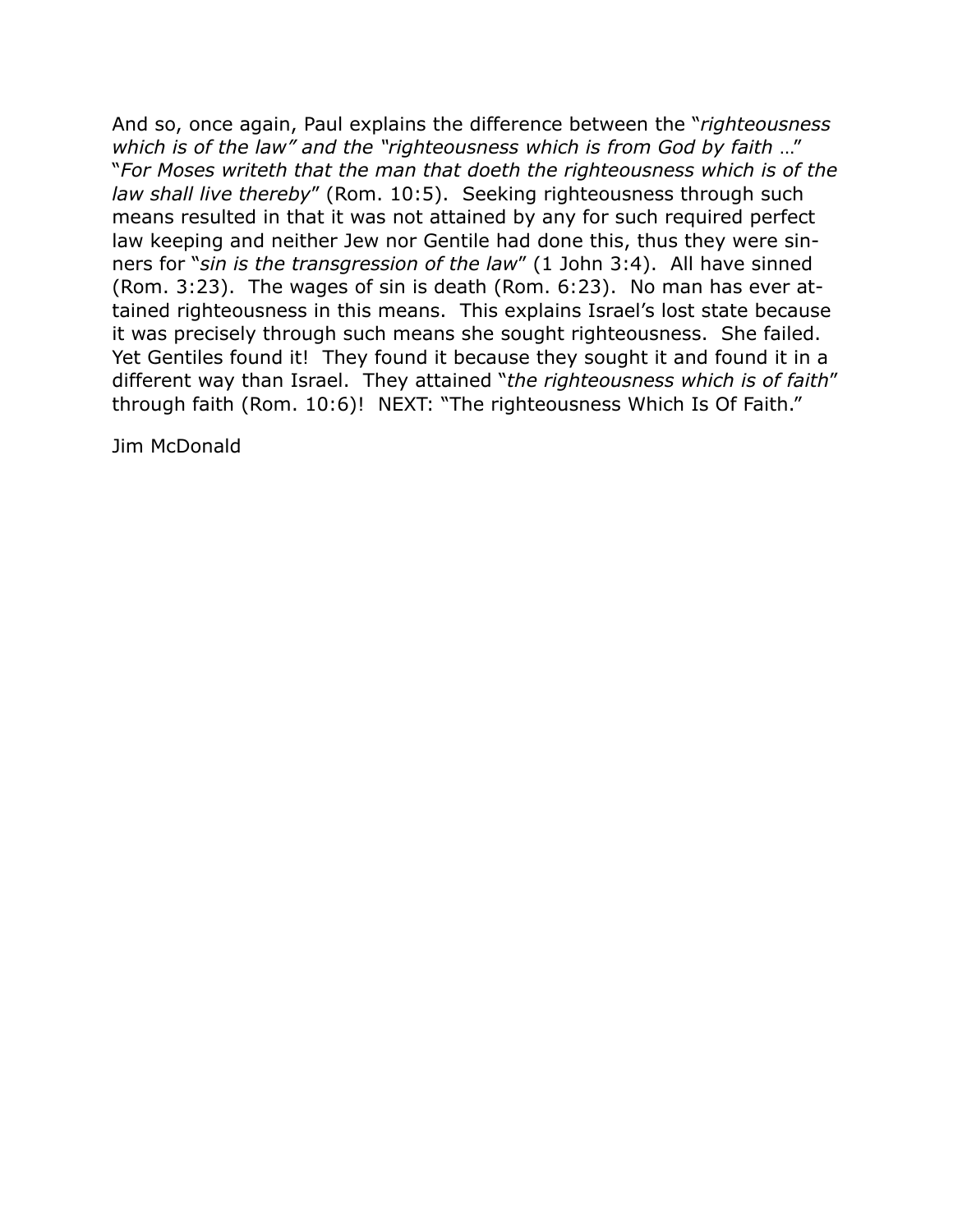And so, once again, Paul explains the difference between the "*righteousness which is of the law" and the "righteousness which is from God by faith* …" "*For Moses writeth that the man that doeth the righteousness which is of the law shall live thereby*" (Rom. 10:5). Seeking righteousness through such means resulted in that it was not attained by any for such required perfect law keeping and neither Jew nor Gentile had done this, thus they were sinners for "*sin is the transgression of the law*" (1 John 3:4). All have sinned (Rom. 3:23). The wages of sin is death (Rom. 6:23). No man has ever attained righteousness in this means. This explains Israel's lost state because it was precisely through such means she sought righteousness. She failed. Yet Gentiles found it! They found it because they sought it and found it in a different way than Israel. They attained "*the righteousness which is of faith*" through faith (Rom. 10:6)! NEXT: "The righteousness Which Is Of Faith."

Jim McDonald